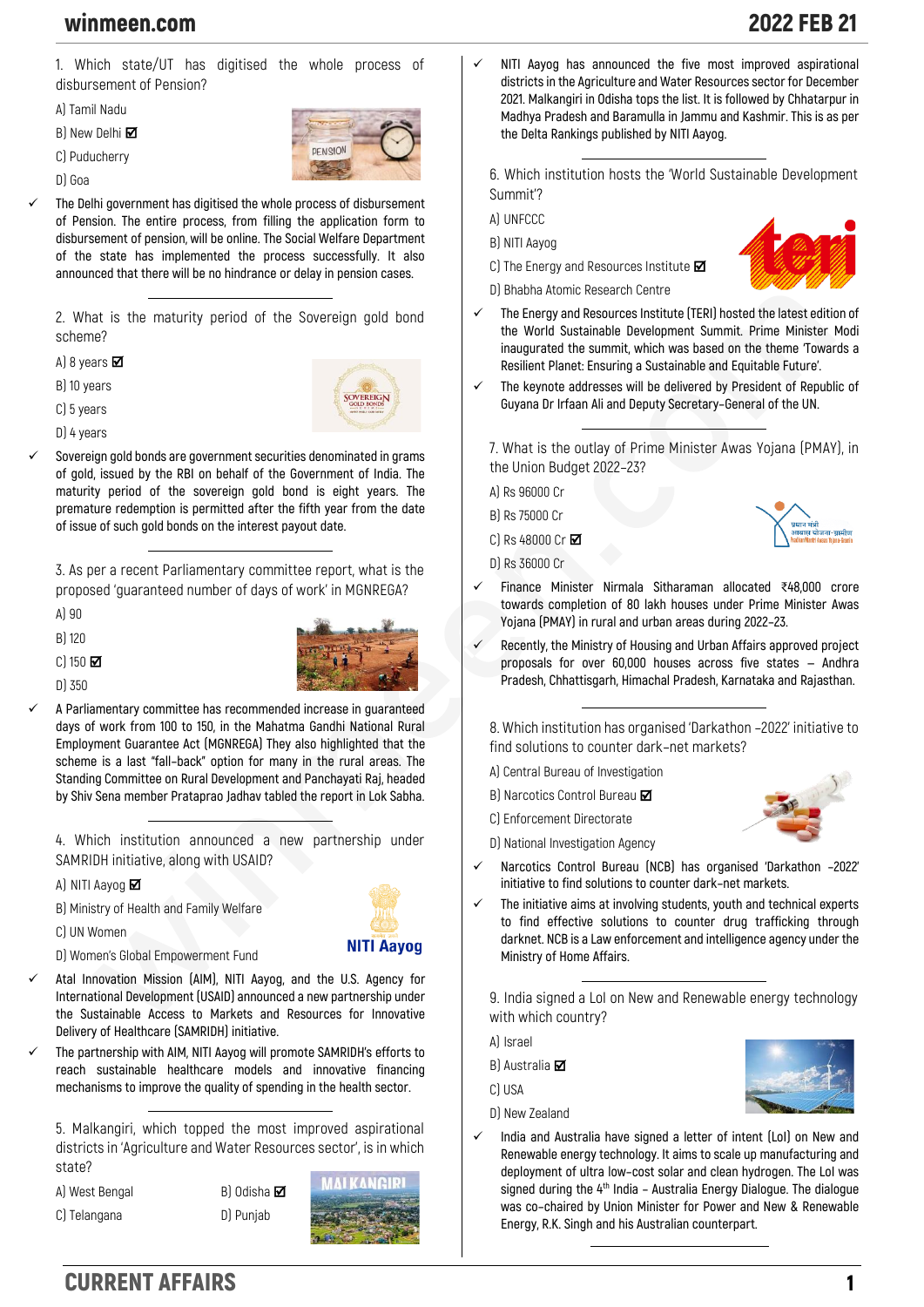1. Which state/UT has digitised the whole process of disbursement of Pension?

A) Tamil Nadu

B) New Delhi ☑

C) Puducherry

D) Goa

✓ The Delhi government has digitised the whole process of disbursement of Pension. The entire process, from filling the application form to disbursement of pension, will be online. The Social Welfare Department of the state has implemented the process successfully. It also announced that there will be no hindrance or delay in pension cases.

2. What is the maturity period of the Sovereign gold bond scheme?

A) 8 years ☑

B) 10 years

C) 5 years

D) 4 years

✓ Sovereign gold bonds are government securities denominated in grams of gold, issued by the RBI on behalf of the Government of India. The maturity period of the sovereign gold bond is eight years. The premature redemption is permitted after the fifth year from the date of issue of such gold bonds on the interest payout date.

3. As per a recent Parliamentary committee report, what is the proposed 'guaranteed number of days of work' in MGNREGA?

A) 90

B) 120

C) 150 ☑

D) 350

✓ A Parliamentary committee has recommended increase in guaranteed days of work from 100 to 150, in the Mahatma Gandhi National Rural Employment Guarantee Act (MGNREGA) They also highlighted that the scheme is a last "fall-back" option for many in the rural areas. The Standing Committee on Rural Development and Panchayati Raj, headed by Shiv Sena member Prataprao Jadhav tabled the report in Lok Sabha.

4. Which institution announced a new partnership under SAMRIDH initiative, along with USAID?

A) NITI Aayog ☑

B) Ministry of Health and Family Welfare

C) UN Women

D) Women's Global Empowerment Fund

✓ Atal Innovation Mission (AIM), NITI Aayog, and the U.S. Agency for International Development (USAID) announced a new partnership under the Sustainable Access to Markets and Resources for Innovative Delivery of Healthcare (SAMRIDH) initiative.

✓ The partnership with AIM, NITI Aayog will promote SAMRIDH's efforts to reach sustainable healthcare models and innovative financing mechanisms to improve the quality of spending in the health sector.

5. Malkangiri, which topped the most improved aspirational districts in 'Agriculture and Water Resources sector', is in which state?

A) West Bengal

B) Odisha ☑

C) Telangana

D) Punjab

✓ NITI Aayog has announced the five most improved aspirational districts in the Agriculture and Water Resources sector for December 2021. Malkangiri in Odisha tops the list. It is followed by Chhatarpur in Madhya Pradesh and Baramulla in Jammu and Kashmir. This is as per the Delta Rankings published by NITI Aayog.

6. Which institution hosts the 'World Sustainable Development Summit'?

A) UNFCCC

B) NITI Aayog

C) The Energy and Resources Institute ☑

D) Bhabha Atomic Research Centre

✓ The Energy and Resources Institute (TERI) hosted the latest edition of the World Sustainable Development Summit. Prime Minister Modi inaugurated the summit, which was based on the theme 'Towards a Resilient Planet: Ensuring a Sustainable and Equitable Future'.

✓ The keynote addresses will be delivered by President of Republic of Guyana Dr Irfaan Ali and Deputy Secretary-General of the UN.

7. What is the outlay of Prime Minister Awas Yojana (PMAY), in the Union Budget 2022-23?

A) Rs 96000 Cr

B) Rs 75000 Cr

C) Rs 48000 Cr ☑

D) Rs 36000 Cr

✓ Finance Minister Nirmala Sitharaman allocated ₹48,000 crore towards completion of 80 lakh houses under Prime Minister Awas Yojana (PMAY) in rural and urban areas during 2022-23.

✓ Recently, the Ministry of Housing and Urban Affairs approved project proposals for over 60,000 houses across five states – Andhra Pradesh, Chhattisgarh, Himachal Pradesh, Karnataka and Rajasthan.

8. Which institution has organised 'Darkathon -2022' initiative to find solutions to counter dark-net markets?

A) Central Bureau of Investigation

B) Narcotics Control Bureau ☑

C) Enforcement Directorate

D) National Investigation Agency

✓ Narcotics Control Bureau (NCB) has organised 'Darkathon -2022' initiative to find solutions to counter dark-net markets.

✓ The initiative aims at involving students, youth and technical experts to find effective solutions to counter drug trafficking through darknet. NCB is a Law enforcement and intelligence agency under the Ministry of Home Affairs.

9. India signed a LoI on New and Renewable energy technology with which country?

A) Israel

B) Australia ☑

C) USA

D) New Zealand

✓ India and Australia have signed a letter of intent (LoI) on New and Renewable energy technology. It aims to scale up manufacturing and deployment of ultra low-cost solar and clean hydrogen. The LoI was signed during the 4th India - Australia Energy Dialogue. The dialogue was co-chaired by Union Minister for Power and New & Renewable Energy, R.K. Singh and his Australian counterpart.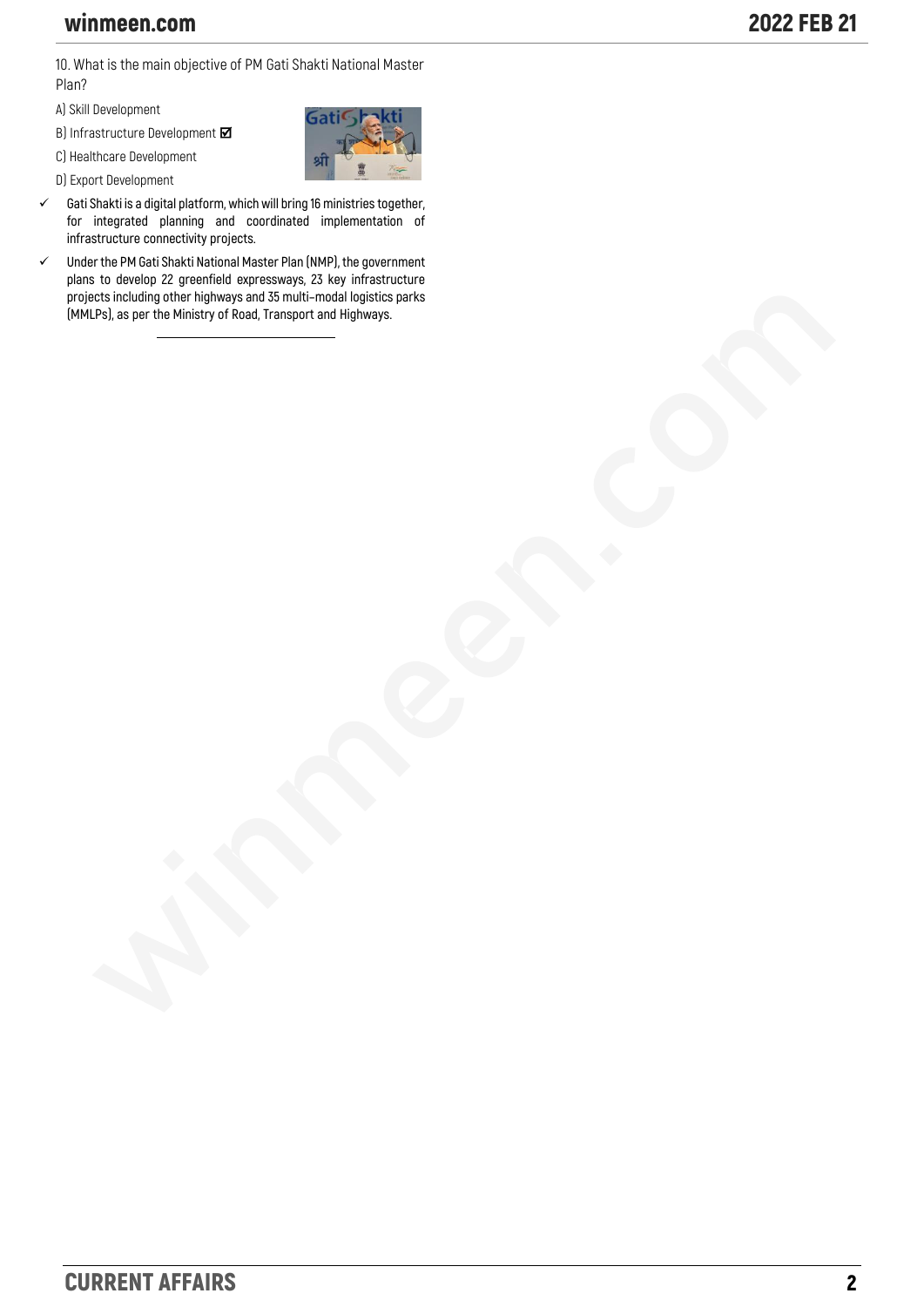10. What is the main objective of PM Gati Shakti National Master Plan?

A) Skill Development

B) Infrastructure Development ☑

C) Healthcare Development

D) Export Development

- ✓ Gati Shakti is a digital platform, which will bring 16 ministries together, for integrated planning and coordinated implementation of infrastructure connectivity projects.
- ✓ Under the PM Gati Shakti National Master Plan (NMP), the government plans to develop 22 greenfield expressways, 23 key infrastructure projects including other highways and 35 multi-modal logistics parks (MMLPs), as per the Ministry of Road, Transport and Highways.